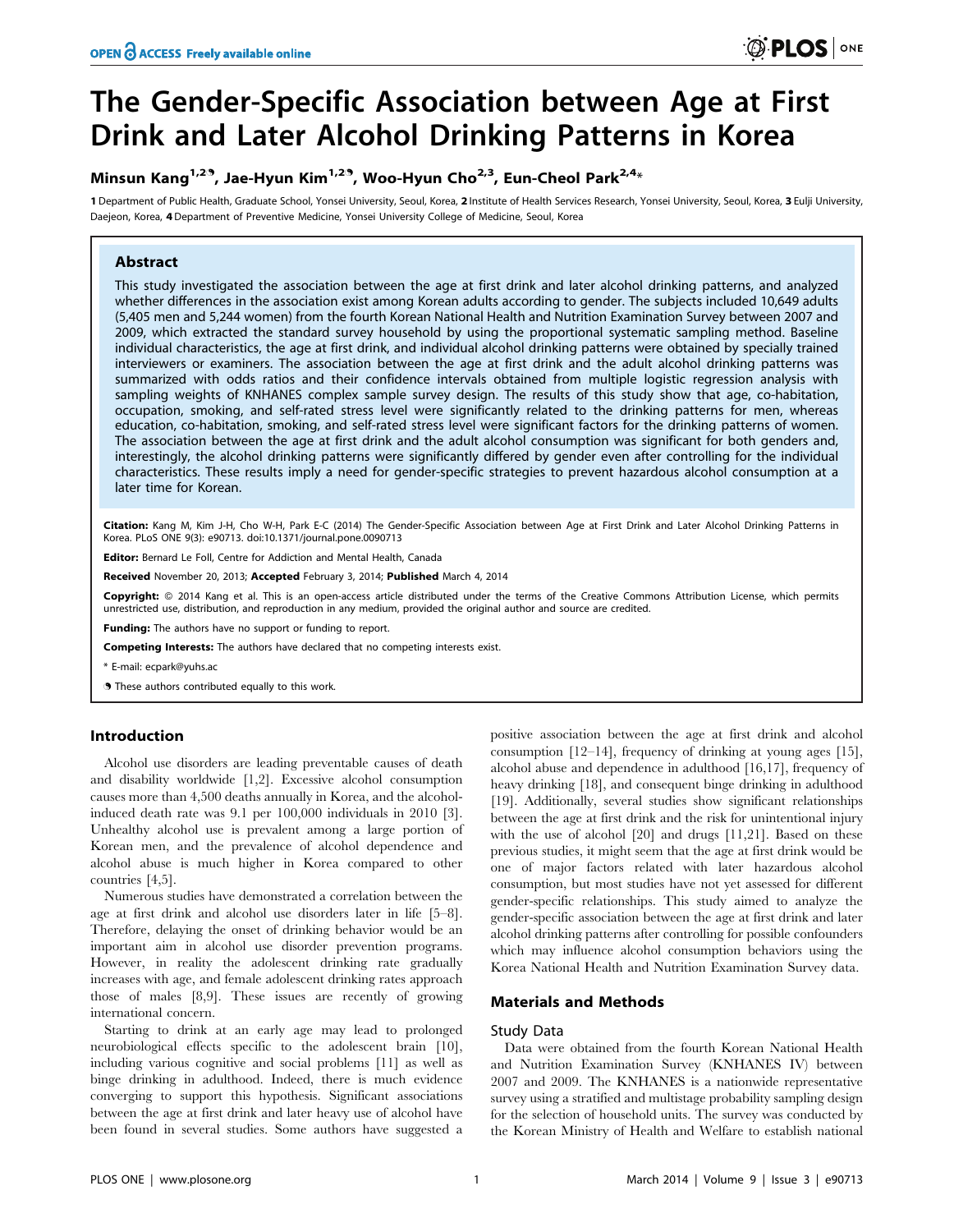# The Gender-Specific Association between Age at First Drink and Later Alcohol Drinking Patterns in Korea

**Minsun Kang[1,2¶], Jae-Hyun Kim[1,2¶], Woo-Hyun Cho[2,3], Eun-Cheol Park[2,4]***

**1** Department of Public Health, Graduate School, Yonsei University, Seoul, Korea, **2** Institute of Health Services Research, Yonsei University, Seoul, Korea, **3** Eulji University, Daejeon, Korea, **4** Department of Preventive Medicine, Yonsei University College of Medicine, Seoul, Korea

## Abstract

This study investigated the association between the age at first drink and later alcohol drinking patterns, and analyzed whether differences in the association exist among Korean adults according to gender. The subjects included 10,649 adults (5,405 men and 5,244 women) from the fourth Korean National Health and Nutrition Examination Survey between 2007 and 2009, which extracted the standard survey household by using the proportional systematic sampling method. Baseline individual characteristics, the age at first drink, and individual alcohol drinking patterns were obtained by specially trained interviewers or examiners. The association between the age at first drink and the adult alcohol drinking patterns was summarized with odds ratios and their confidence intervals obtained from multiple logistic regression analysis with sampling weights of KNHANES complex sample survey design. The results of this study show that age, co-habitation, occupation, smoking, and self-rated stress level were significantly related to the drinking patterns for men, whereas education, co-habitation, smoking, and self-rated stress level were significant factors for the drinking patterns of women. The association between the age at first drink and the adult alcohol consumption was significant for both genders and, interestingly, the alcohol drinking patterns were significantly differed by gender even after controlling for the individual characteristics. These results imply a need for gender-specific strategies to prevent hazardous alcohol consumption at a later time for Korean.

**Citation:** Kang M, Kim J-H, Cho W-H, Park E-C (2014) The Gender-Specific Association between Age at First Drink and Later Alcohol Drinking Patterns in Korea. PLoS ONE 9(3): e90713. doi:10.1371/journal.pone.0090713

**Editor:** Bernard Le Foll, Centre for Addiction and Mental Health, Canada

**Received** November 20, 2013; **Accepted** February 3, 2014; **Published** March 4, 2014

**Copyright:** © 2014 Kang et al. This is an open-access article distributed under the terms of the Creative Commons Attribution License, which permits unrestricted use, distribution, and reproduction in any medium, provided the original author and source are credited.

**Funding:** The authors have no support or funding to report.

**Competing Interests:** The authors have declared that no competing interests exist.

\* E-mail: ecpark@yuhs.ac

¶ These authors contributed equally to this work.

## Introduction

Alcohol use disorders are leading preventable causes of death and disability worldwide [1,2]. Excessive alcohol consumption causes more than 4,500 deaths annually in Korea, and the alcohol-induced death rate was 9.1 per 100,000 individuals in 2010 [3]. Unhealthy alcohol use is prevalent among a large portion of Korean men, and the prevalence of alcohol dependence and alcohol abuse is much higher in Korea compared to other countries [4,5].

Numerous studies have demonstrated a correlation between the age at first drink and alcohol use disorders later in life [5–8]. Therefore, delaying the onset of drinking behavior would be an important aim in alcohol use disorder prevention programs. However, in reality the adolescent drinking rate gradually increases with age, and female adolescent drinking rates approach those of males [8,9]. These issues are recently of growing international concern.

Starting to drink at an early age may lead to prolonged neurobiological effects specific to the adolescent brain [10], including various cognitive and social problems [11] as well as binge drinking in adulthood. Indeed, there is much evidence converging to support this hypothesis. Significant associations between the age at first drink and later heavy use of alcohol have been found in several studies. Some authors have suggested a positive association between the age at first drink and alcohol consumption [12–14], frequency of drinking at young ages [15], alcohol abuse and dependence in adulthood [16,17], frequency of heavy drinking [18], and consequent binge drinking in adulthood [19]. Additionally, several studies show significant relationships between the age at first drink and the risk for unintentional injury with the use of alcohol [20] and drugs [11,21]. Based on these previous studies, it might seem that the age at first drink would be one of major factors related with later hazardous alcohol consumption, but most studies have not yet assessed for different gender-specific relationships. This study aimed to analyze the gender-specific association between the age at first drink and later alcohol drinking patterns after controlling for possible confounders which may influence alcohol consumption behaviors using the Korea National Health and Nutrition Examination Survey data.

## Materials and Methods

### Study Data

Data were obtained from the fourth Korean National Health and Nutrition Examination Survey (KNHANES IV) between 2007 and 2009. The KNHANES is a nationwide representative survey using a stratified and multistage probability sampling design for the selection of household units. The survey was conducted by the Korean Ministry of Health and Welfare to establish national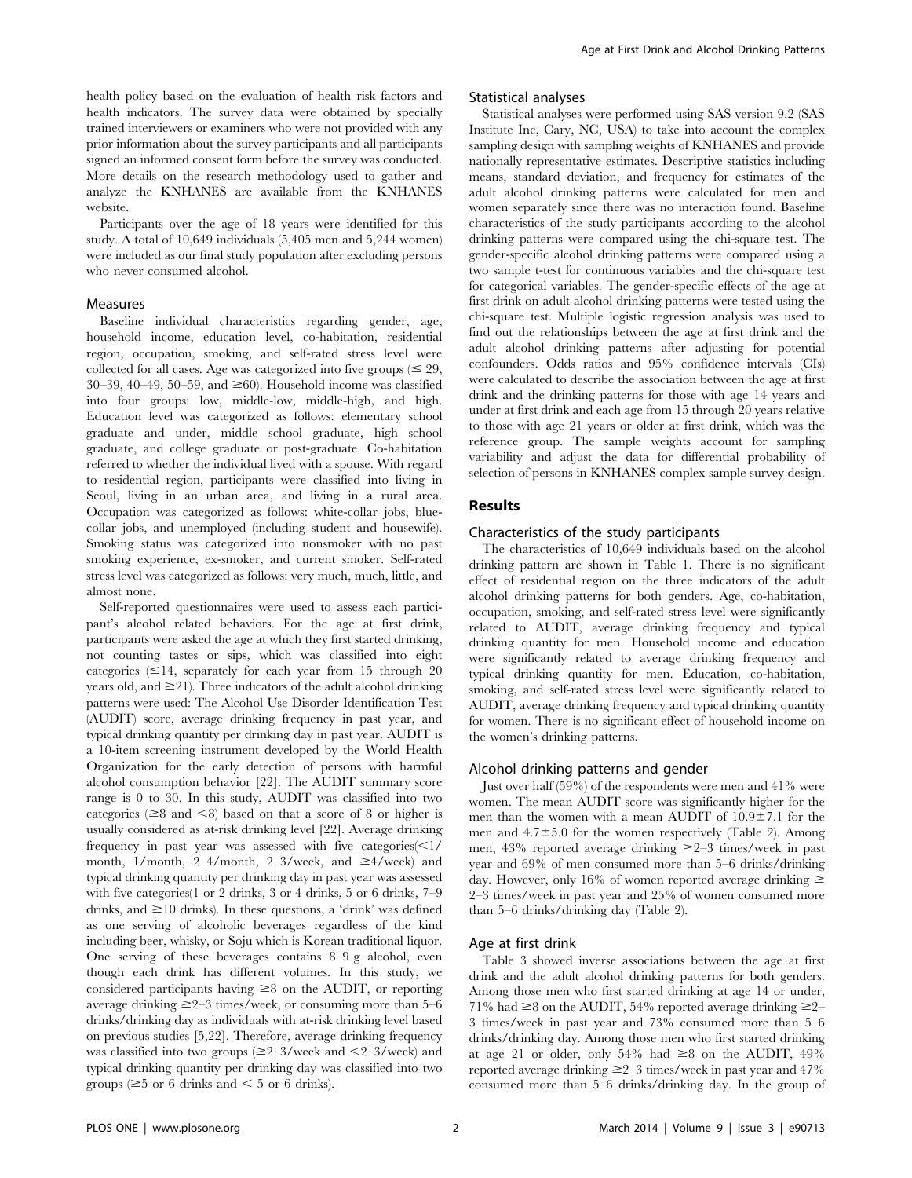health policy based on the evaluation of health risk factors and health indicators. The survey data were obtained by specially trained interviewers or examiners who were not provided with any prior information about the survey participants and all participants signed an informed consent form before the survey was conducted. More details on the research methodology used to gather and analyze the KNHANES are available from the KNHANES website.

Participants over the age of 18 years were identified for this study. A total of 10,649 individuals (5,405 men and 5,244 women) were included as our final study population after excluding persons who never consumed alcohol.

### Measures

Baseline individual characteristics regarding gender, age, household income, education level, co-habitation, residential region, occupation, smoking, and self-rated stress level were collected for all cases. Age was categorized into five groups ($\leq$ 29, 30–39, 40–49, 50–59, and $\geq$60). Household income was classified into four groups: low, middle-low, middle-high, and high. Education level was categorized as follows: elementary school graduate and under, middle school graduate, high school graduate, and college graduate or post-graduate. Co-habitation referred to whether the individual lived with a spouse. With regard to residential region, participants were classified into living in Seoul, living in an urban area, and living in a rural area. Occupation was categorized as follows: white-collar jobs, blue-collar jobs, and unemployed (including student and housewife). Smoking status was categorized into nonsmoker with no past smoking experience, ex-smoker, and current smoker. Self-rated stress level was categorized as follows: very much, much, little, and almost none.

Self-reported questionnaires were used to assess each participant's alcohol related behaviors. For the age at first drink, participants were asked the age at which they first started drinking, not counting tastes or sips, which was classified into eight categories ($\leq$14, separately for each year from 15 through 20 years old, and $\geq$21). Three indicators of the adult alcohol drinking patterns were used: The Alcohol Use Disorder Identification Test (AUDIT) score, average drinking frequency in past year, and typical drinking quantity per drinking day in past year. AUDIT is a 10-item screening instrument developed by the World Health Organization for the early detection of persons with harmful alcohol consumption behavior [22]. The AUDIT summary score range is 0 to 30. In this study, AUDIT was classified into two categories ($\geq$8 and $<$8) based on that a score of 8 or higher is usually considered as at-risk drinking level [22]. Average drinking frequency in past year was assessed with five categories($<$1/month, 1/month, 2–4/month, 2–3/week, and $\geq$4/week) and typical drinking quantity per drinking day in past year was assessed with five categories(1 or 2 drinks, 3 or 4 drinks, 5 or 6 drinks, 7–9 drinks, and $\geq$10 drinks). In these questions, a 'drink' was defined as one serving of alcoholic beverages regardless of the kind including beer, whisky, or Soju which is Korean traditional liquor. One serving of these beverages contains 8–9 g alcohol, even though each drink has different volumes. In this study, we considered participants having $\geq$8 on the AUDIT, or reporting average drinking $\geq$2–3 times/week, or consuming more than 5–6 drinks/drinking day as individuals with at-risk drinking level based on previous studies [5,22]. Therefore, average drinking frequency was classified into two groups ($\geq$2–3/week and $<$2–3/week) and typical drinking quantity per drinking day was classified into two groups ($\geq$5 or 6 drinks and $<$ 5 or 6 drinks).

### Statistical analyses

Statistical analyses were performed using SAS version 9.2 (SAS Institute Inc, Cary, NC, USA) to take into account the complex sampling design with sampling weights of KNHANES and provide nationally representative estimates. Descriptive statistics including means, standard deviation, and frequency for estimates of the adult alcohol drinking patterns were calculated for men and women separately since there was no interaction found. Baseline characteristics of the study participants according to the alcohol drinking patterns were compared using the chi-square test. The gender-specific alcohol drinking patterns were compared using a two sample t-test for continuous variables and the chi-square test for categorical variables. The gender-specific effects of the age at first drink on adult alcohol drinking patterns were tested using the chi-square test. Multiple logistic regression analysis was used to find out the relationships between the age at first drink and the adult alcohol drinking patterns after adjusting for potential confounders. Odds ratios and 95% confidence intervals (CIs) were calculated to describe the association between the age at first drink and the drinking patterns for those with age 14 years and under at first drink and each age from 15 through 20 years relative to those with age 21 years or older at first drink, which was the reference group. The sample weights account for sampling variability and adjust the data for differential probability of selection of persons in KNHANES complex sample survey design.

## Results

### Characteristics of the study participants

The characteristics of 10,649 individuals based on the alcohol drinking pattern are shown in Table 1. There is no significant effect of residential region on the three indicators of the adult alcohol drinking patterns for both genders. Age, co-habitation, occupation, smoking, and self-rated stress level were significantly related to AUDIT, average drinking frequency and typical drinking quantity for men. Household income and education were significantly related to average drinking frequency and typical drinking quantity for men. Education, co-habitation, smoking, and self-rated stress level were significantly related to AUDIT, average drinking frequency and typical drinking quantity for women. There is no significant effect of household income on the women's drinking patterns.

### Alcohol drinking patterns and gender

Just over half (59%) of the respondents were men and 41% were women. The mean AUDIT score was significantly higher for the men than the women with a mean AUDIT of 10.9$\pm$7.1 for the men and 4.7$\pm$5.0 for the women respectively (Table 2). Among men, 43% reported average drinking $\geq$2–3 times/week in past year and 69% of men consumed more than 5–6 drinks/drinking day. However, only 16% of women reported average drinking $\geq$ 2–3 times/week in past year and 25% of women consumed more than 5–6 drinks/drinking day (Table 2).

### Age at first drink

Table 3 showed inverse associations between the age at first drink and the adult alcohol drinking patterns for both genders. Among those men who first started drinking at age 14 or under, 71% had $\geq$8 on the AUDIT, 54% reported average drinking $\geq$2–3 times/week in past year and 73% consumed more than 5–6 drinks/drinking day. Among those men who first started drinking at age 21 or older, only 54% had $\geq$8 on the AUDIT, 49% reported average drinking $\geq$2–3 times/week in past year and 47% consumed more than 5–6 drinks/drinking day. In the group of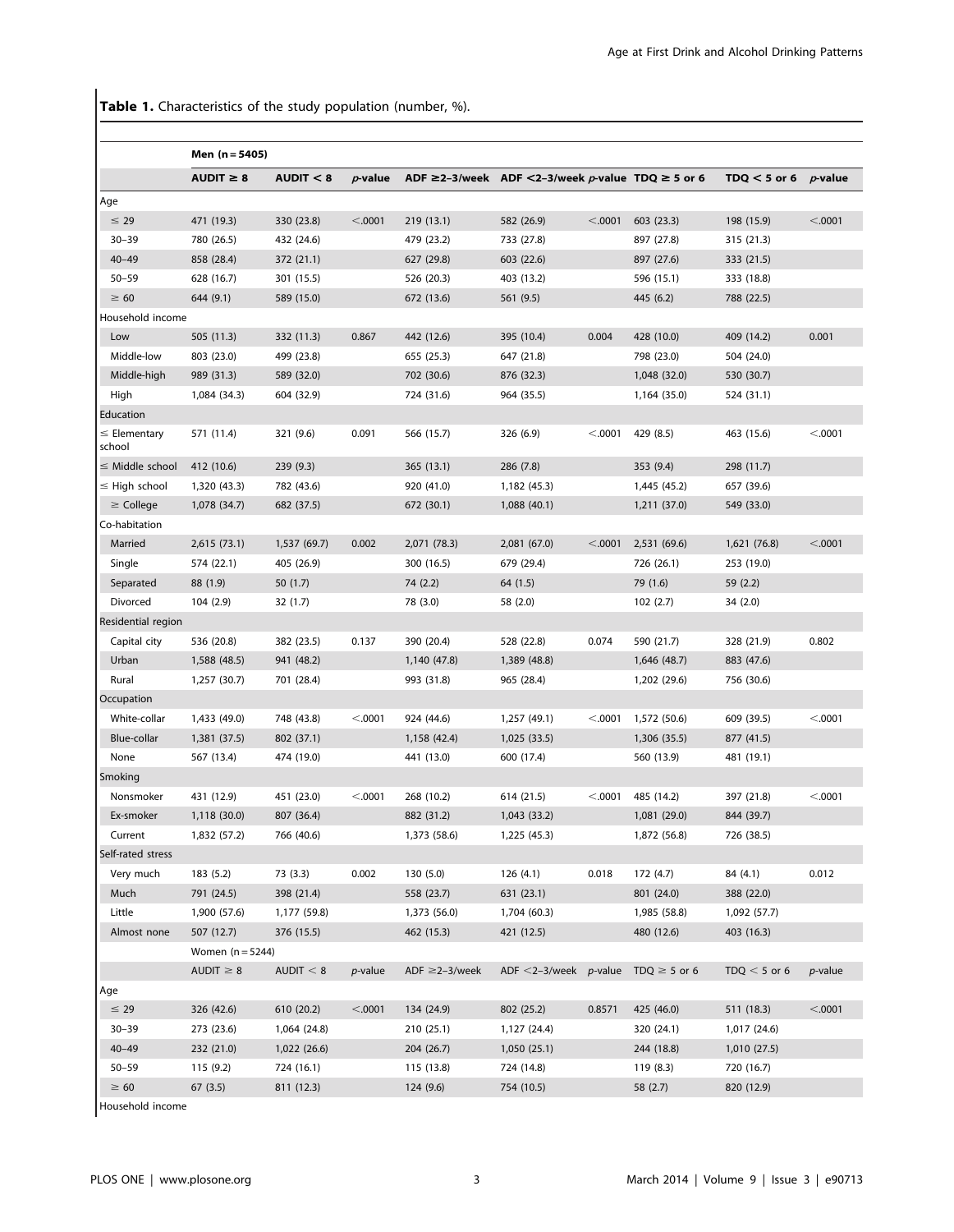**Table 1.** Characteristics of the study population (number, %).

| | Men (n = 5405) | | | | | | | | |
|---|---|---|---|---|---|---|---|---|---|
| | AUDIT ≥ 8 | AUDIT < 8 | *p*-value | ADF ≥2–3/week | ADF <2–3/week | *p*-value | TDQ ≥ 5 or 6 | TDQ < 5 or 6 | *p*-value |
| Age | | | | | | | | | |
| ≤ 29 | 471 (19.3) | 330 (23.8) | <.0001 | 219 (13.1) | 582 (26.9) | <.0001 | 603 (23.3) | 198 (15.9) | <.0001 |
| 30–39 | 780 (26.5) | 432 (24.6) | | 479 (23.2) | 733 (27.8) | | 897 (27.8) | 315 (21.3) | |
| 40–49 | 858 (28.4) | 372 (21.1) | | 627 (29.8) | 603 (22.6) | | 897 (27.6) | 333 (21.5) | |
| 50–59 | 628 (16.7) | 301 (15.5) | | 526 (20.3) | 403 (13.2) | | 596 (15.1) | 333 (18.8) | |
| ≥ 60 | 644 (9.1) | 589 (15.0) | | 672 (13.6) | 561 (9.5) | | 445 (6.2) | 788 (22.5) | |
| Household income | | | | | | | | | |
| Low | 505 (11.3) | 332 (11.3) | 0.867 | 442 (12.6) | 395 (10.4) | 0.004 | 428 (10.0) | 409 (14.2) | 0.001 |
| Middle-low | 803 (23.0) | 499 (23.8) | | 655 (25.3) | 647 (21.8) | | 798 (23.0) | 504 (24.0) | |
| Middle-high | 989 (31.3) | 589 (32.0) | | 702 (30.6) | 876 (32.3) | | 1,048 (32.0) | 530 (30.7) | |
| High | 1,084 (34.3) | 604 (32.9) | | 724 (31.6) | 964 (35.5) | | 1,164 (35.0) | 524 (31.1) | |
| Education | | | | | | | | | |
| ≤ Elementary school | 571 (11.4) | 321 (9.6) | 0.091 | 566 (15.7) | 326 (6.9) | <.0001 | 429 (8.5) | 463 (15.6) | <.0001 |
| ≤ Middle school | 412 (10.6) | 239 (9.3) | | 365 (13.1) | 286 (7.8) | | 353 (9.4) | 298 (11.7) | |
| ≤ High school | 1,320 (43.3) | 782 (43.6) | | 920 (41.0) | 1,182 (45.3) | | 1,445 (45.2) | 657 (39.6) | |
| ≥ College | 1,078 (34.7) | 682 (37.5) | | 672 (30.1) | 1,088 (40.1) | | 1,211 (37.0) | 549 (33.0) | |
| Co-habitation | | | | | | | | | |
| Married | 2,615 (73.1) | 1,537 (69.7) | 0.002 | 2,071 (78.3) | 2,081 (67.0) | <.0001 | 2,531 (69.6) | 1,621 (76.8) | <.0001 |
| Single | 574 (22.1) | 405 (26.9) | | 300 (16.5) | 679 (29.4) | | 726 (26.1) | 253 (19.0) | |
| Separated | 88 (1.9) | 50 (1.7) | | 74 (2.2) | 64 (1.5) | | 79 (1.6) | 59 (2.2) | |
| Divorced | 104 (2.9) | 32 (1.7) | | 78 (3.0) | 58 (2.0) | | 102 (2.7) | 34 (2.0) | |
| Residential region | | | | | | | | | |
| Capital city | 536 (20.8) | 382 (23.5) | 0.137 | 390 (20.4) | 528 (22.8) | 0.074 | 590 (21.7) | 328 (21.9) | 0.802 |
| Urban | 1,588 (48.5) | 941 (48.2) | | 1,140 (47.8) | 1,389 (48.8) | | 1,646 (48.7) | 883 (47.6) | |
| Rural | 1,257 (30.7) | 701 (28.4) | | 993 (31.8) | 965 (28.4) | | 1,202 (29.6) | 756 (30.6) | |
| Occupation | | | | | | | | | |
| White-collar | 1,433 (49.0) | 748 (43.8) | <.0001 | 924 (44.6) | 1,257 (49.1) | <.0001 | 1,572 (50.6) | 609 (39.5) | <.0001 |
| Blue-collar | 1,381 (37.5) | 802 (37.1) | | 1,158 (42.4) | 1,025 (33.5) | | 1,306 (35.5) | 877 (41.5) | |
| None | 567 (13.4) | 474 (19.0) | | 441 (13.0) | 600 (17.4) | | 560 (13.9) | 481 (19.1) | |
| Smoking | | | | | | | | | |
| Nonsmoker | 431 (12.9) | 451 (23.0) | <.0001 | 268 (10.2) | 614 (21.5) | <.0001 | 485 (14.2) | 397 (21.8) | <.0001 |
| Ex-smoker | 1,118 (30.0) | 807 (36.4) | | 882 (31.2) | 1,043 (33.2) | | 1,081 (29.0) | 844 (39.7) | |
| Current | 1,832 (57.2) | 766 (40.6) | | 1,373 (58.6) | 1,225 (45.3) | | 1,872 (56.8) | 726 (38.5) | |
| Self-rated stress | | | | | | | | | |
| Very much | 183 (5.2) | 73 (3.3) | 0.002 | 130 (5.0) | 126 (4.1) | 0.018 | 172 (4.7) | 84 (4.1) | 0.012 |
| Much | 791 (24.5) | 398 (21.4) | | 558 (23.7) | 631 (23.1) | | 801 (24.0) | 388 (22.0) | |
| Little | 1,900 (57.6) | 1,177 (59.8) | | 1,373 (56.0) | 1,704 (60.3) | | 1,985 (58.8) | 1,092 (57.7) | |
| Almost none | 507 (12.7) | 376 (15.5) | | 462 (15.3) | 421 (12.5) | | 480 (12.6) | 403 (16.3) | |
| | Women (n = 5244) | | | | | | | | |
| | AUDIT ≥ 8 | AUDIT < 8 | *p*-value | ADF ≥2–3/week | ADF <2–3/week | *p*-value | TDQ ≥ 5 or 6 | TDQ < 5 or 6 | *p*-value |
| Age | | | | | | | | | |
| ≤ 29 | 326 (42.6) | 610 (20.2) | <.0001 | 134 (24.9) | 802 (25.2) | 0.8571 | 425 (46.0) | 511 (18.3) | <.0001 |
| 30–39 | 273 (23.6) | 1,064 (24.8) | | 210 (25.1) | 1,127 (24.4) | | 320 (24.1) | 1,017 (24.6) | |
| 40–49 | 232 (21.0) | 1,022 (26.6) | | 204 (26.7) | 1,050 (25.1) | | 244 (18.8) | 1,010 (27.5) | |
| 50–59 | 115 (9.2) | 724 (16.1) | | 115 (13.8) | 724 (14.8) | | 119 (8.3) | 720 (16.7) | |
| ≥ 60 | 67 (3.5) | 811 (12.3) | | 124 (9.6) | 754 (10.5) | | 58 (2.7) | 820 (12.9) | |
| Household income | | | | | | | | | |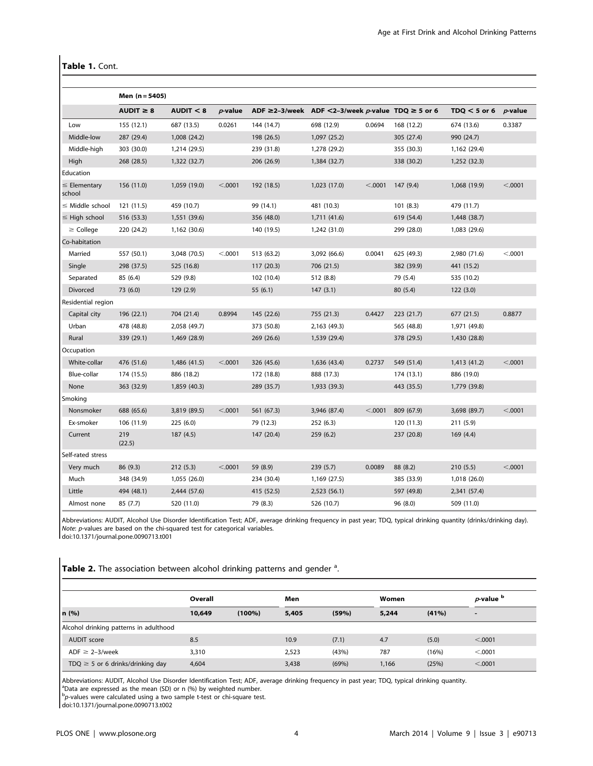**Table 1.** Cont.

| | Men (n = 5405) | | | | | | | | |
|---|---|---|---|---|---|---|---|---|---|
| | AUDIT ≥ 8 | AUDIT < 8 | *p*-value | ADF ≥2–3/week | ADF <2–3/week | *p*-value | TDQ ≥ 5 or 6 | TDQ < 5 or 6 | *p*-value |
| Low | 155 (12.1) | 687 (13.5) | 0.0261 | 144 (14.7) | 698 (12.9) | 0.0694 | 168 (12.2) | 674 (13.6) | 0.3387 |
| Middle-low | 287 (29.4) | 1,008 (24.2) | | 198 (26.5) | 1,097 (25.2) | | 305 (27.4) | 990 (24.7) | |
| Middle-high | 303 (30.0) | 1,214 (29.5) | | 239 (31.8) | 1,278 (29.2) | | 355 (30.3) | 1,162 (29.4) | |
| High | 268 (28.5) | 1,322 (32.7) | | 206 (26.9) | 1,384 (32.7) | | 338 (30.2) | 1,252 (32.3) | |
| Education | | | | | | | | | |
| ≤ Elementary school | 156 (11.0) | 1,059 (19.0) | <.0001 | 192 (18.5) | 1,023 (17.0) | <.0001 | 147 (9.4) | 1,068 (19.9) | <.0001 |
| ≤ Middle school | 121 (11.5) | 459 (10.7) | | 99 (14.1) | 481 (10.3) | | 101 (8.3) | 479 (11.7) | |
| ≤ High school | 516 (53.3) | 1,551 (39.6) | | 356 (48.0) | 1,711 (41.6) | | 619 (54.4) | 1,448 (38.7) | |
| ≥ College | 220 (24.2) | 1,162 (30.6) | | 140 (19.5) | 1,242 (31.0) | | 299 (28.0) | 1,083 (29.6) | |
| Co-habitation | | | | | | | | | |
| Married | 557 (50.1) | 3,048 (70.5) | <.0001 | 513 (63.2) | 3,092 (66.6) | 0.0041 | 625 (49.3) | 2,980 (71.6) | <.0001 |
| Single | 298 (37.5) | 525 (16.8) | | 117 (20.3) | 706 (21.5) | | 382 (39.9) | 441 (15.2) | |
| Separated | 85 (6.4) | 529 (9.8) | | 102 (10.4) | 512 (8.8) | | 79 (5.4) | 535 (10.2) | |
| Divorced | 73 (6.0) | 129 (2.9) | | 55 (6.1) | 147 (3.1) | | 80 (5.4) | 122 (3.0) | |
| Residential region | | | | | | | | | |
| Capital city | 196 (22.1) | 704 (21.4) | 0.8994 | 145 (22.6) | 755 (21.3) | 0.4427 | 223 (21.7) | 677 (21.5) | 0.8877 |
| Urban | 478 (48.8) | 2,058 (49.7) | | 373 (50.8) | 2,163 (49.3) | | 565 (48.8) | 1,971 (49.8) | |
| Rural | 339 (29.1) | 1,469 (28.9) | | 269 (26.6) | 1,539 (29.4) | | 378 (29.5) | 1,430 (28.8) | |
| Occupation | | | | | | | | | |
| White-collar | 476 (51.6) | 1,486 (41.5) | <.0001 | 326 (45.6) | 1,636 (43.4) | 0.2737 | 549 (51.4) | 1,413 (41.2) | <.0001 |
| Blue-collar | 174 (15.5) | 886 (18.2) | | 172 (18.8) | 888 (17.3) | | 174 (13.1) | 886 (19.0) | |
| None | 363 (32.9) | 1,859 (40.3) | | 289 (35.7) | 1,933 (39.3) | | 443 (35.5) | 1,779 (39.8) | |
| Smoking | | | | | | | | | |
| Nonsmoker | 688 (65.6) | 3,819 (89.5) | <.0001 | 561 (67.3) | 3,946 (87.4) | <.0001 | 809 (67.9) | 3,698 (89.7) | <.0001 |
| Ex-smoker | 106 (11.9) | 225 (6.0) | | 79 (12.3) | 252 (6.3) | | 120 (11.3) | 211 (5.9) | |
| Current | 219 (22.5) | 187 (4.5) | | 147 (20.4) | 259 (6.2) | | 237 (20.8) | 169 (4.4) | |
| Self-rated stress | | | | | | | | | |
| Very much | 86 (9.3) | 212 (5.3) | <.0001 | 59 (8.9) | 239 (5.7) | 0.0089 | 88 (8.2) | 210 (5.5) | <.0001 |
| Much | 348 (34.9) | 1,055 (26.0) | | 234 (30.4) | 1,169 (27.5) | | 385 (33.9) | 1,018 (26.0) | |
| Little | 494 (48.1) | 2,444 (57.6) | | 415 (52.5) | 2,523 (56.1) | | 597 (49.8) | 2,341 (57.4) | |
| Almost none | 85 (7.7) | 520 (11.0) | | 79 (8.3) | 526 (10.7) | | 96 (8.0) | 509 (11.0) | |

Abbreviations: AUDIT, Alcohol Use Disorder Identification Test; ADF, average drinking frequency in past year; TDQ, typical drinking quantity (drinks/drinking day).
*Note*: *p*-values are based on the chi-squared test for categorical variables.
doi:10.1371/journal.pone.0090713.t001

**Table 2.** The association between alcohol drinking patterns and gender [a].

| | Overall | | Men | | Women | | *p*-value [b] |
|---|---|---|---|---|---|---|---|
| n (%) | 10,649 | (100%) | 5,405 | (59%) | 5,244 | (41%) | - |
| Alcohol drinking patterns in adulthood | | | | | | | |
| AUDIT score | 8.5 | | 10.9 | (7.1) | 4.7 | (5.0) | <.0001 |
| ADF ≥ 2–3/week | 3,310 | | 2,523 | (43%) | 787 | (16%) | <.0001 |
| TDQ ≥ 5 or 6 drinks/drinking day | 4,604 | | 3,438 | (69%) | 1,166 | (25%) | <.0001 |

Abbreviations: AUDIT, Alcohol Use Disorder Identification Test; ADF, average drinking frequency in past year; TDQ, typical drinking quantity.
[a]Data are expressed as the mean (SD) or n (%) by weighted number.
[b]*p*-values were calculated using a two sample t-test or chi-square test.
doi:10.1371/journal.pone.0090713.t002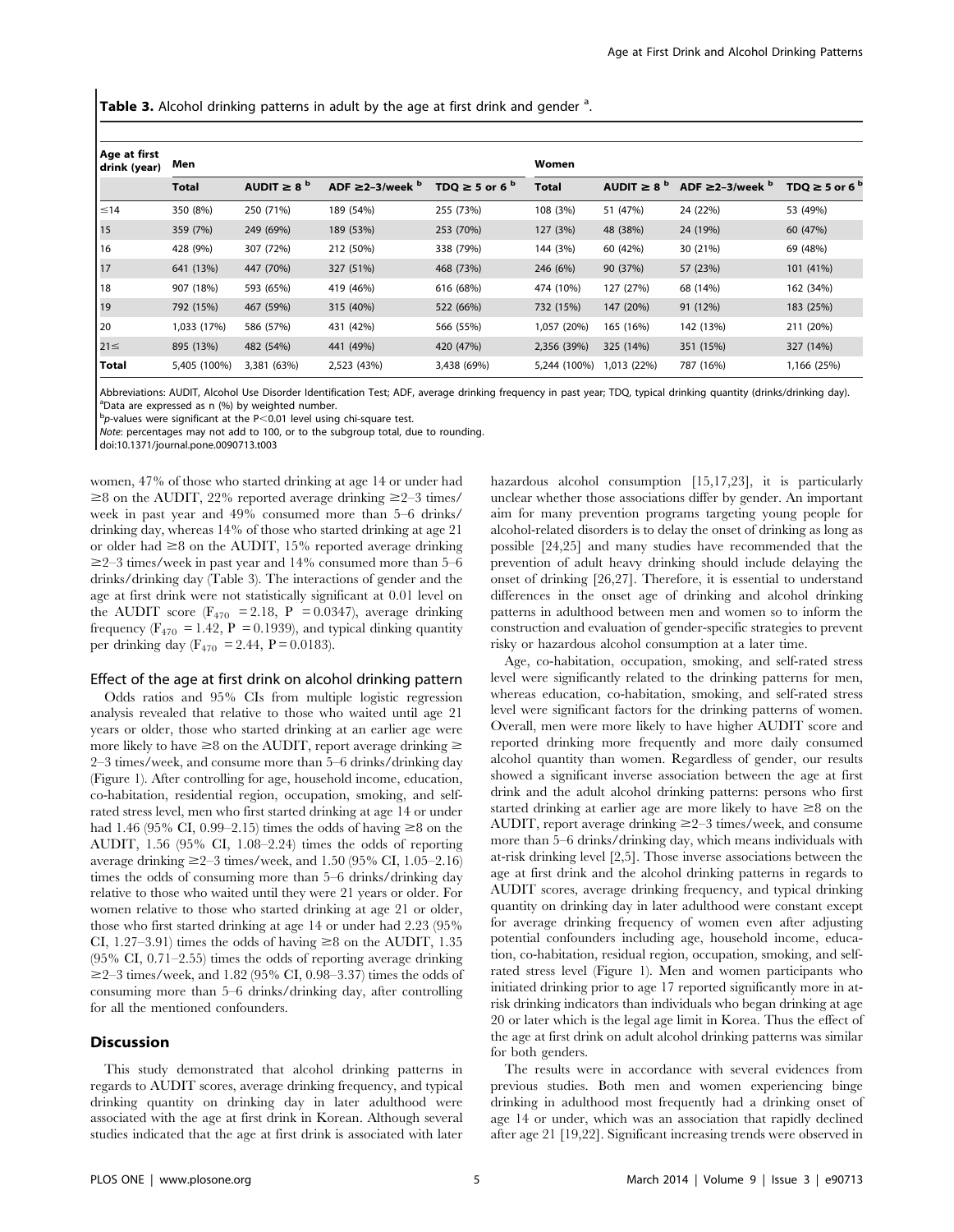**Table 3.** Alcohol drinking patterns in adult by the age at first drink and gender [a].

| Age at first drink (year) | Men | | | | Women | | | |
|---|---|---|---|---|---|---|---|---|
| | Total | AUDIT ≥ 8 [b] | ADF ≥2–3/week [b] | TDQ ≥ 5 or 6 [b] | Total | AUDIT ≥ 8 [b] | ADF ≥2–3/week [b] | TDQ ≥ 5 or 6 [b] |
| ≤14 | 350 (8%) | 250 (71%) | 189 (54%) | 255 (73%) | 108 (3%) | 51 (47%) | 24 (22%) | 53 (49%) |
| 15 | 359 (7%) | 249 (69%) | 189 (53%) | 253 (70%) | 127 (3%) | 48 (38%) | 24 (19%) | 60 (47%) |
| 16 | 428 (9%) | 307 (72%) | 212 (50%) | 338 (79%) | 144 (3%) | 60 (42%) | 30 (21%) | 69 (48%) |
| 17 | 641 (13%) | 447 (70%) | 327 (51%) | 468 (73%) | 246 (6%) | 90 (37%) | 57 (23%) | 101 (41%) |
| 18 | 907 (18%) | 593 (65%) | 419 (46%) | 616 (68%) | 474 (10%) | 127 (27%) | 68 (14%) | 162 (34%) |
| 19 | 792 (15%) | 467 (59%) | 315 (40%) | 522 (66%) | 732 (15%) | 147 (20%) | 91 (12%) | 183 (25%) |
| 20 | 1,033 (17%) | 586 (57%) | 431 (42%) | 566 (55%) | 1,057 (20%) | 165 (16%) | 142 (13%) | 211 (20%) |
| 21≤ | 895 (13%) | 482 (54%) | 441 (49%) | 420 (47%) | 2,356 (39%) | 325 (14%) | 351 (15%) | 327 (14%) |
| **Total** | 5,405 (100%) | 3,381 (63%) | 2,523 (43%) | 3,438 (69%) | 5,244 (100%) | 1,013 (22%) | 787 (16%) | 1,166 (25%) |

Abbreviations: AUDIT, Alcohol Use Disorder Identification Test; ADF, average drinking frequency in past year; TDQ, typical drinking quantity (drinks/drinking day).
[a]Data are expressed as n (%) by weighted number.
[b]*p*-values were significant at the P<0.01 level using chi-square test.
*Note*: percentages may not add to 100, or to the subgroup total, due to rounding.
doi:10.1371/journal.pone.0090713.t003

women, 47% of those who started drinking at age 14 or under had ≥8 on the AUDIT, 22% reported average drinking ≥2–3 times/week in past year and 49% consumed more than 5–6 drinks/drinking day, whereas 14% of those who started drinking at age 21 or older had ≥8 on the AUDIT, 15% reported average drinking ≥2–3 times/week in past year and 14% consumed more than 5–6 drinks/drinking day (Table 3). The interactions of gender and the age at first drink were not statistically significant at 0.01 level on the AUDIT score ($F_{470}$ = 2.18, P = 0.0347), average drinking frequency ($F_{470}$ = 1.42, P = 0.1939), and typical dinking quantity per drinking day ($F_{470}$ = 2.44, P = 0.0183).

### Effect of the age at first drink on alcohol drinking pattern

Odds ratios and 95% CIs from multiple logistic regression analysis revealed that relative to those who waited until age 21 years or older, those who started drinking at an earlier age were more likely to have ≥8 on the AUDIT, report average drinking ≥ 2–3 times/week, and consume more than 5–6 drinks/drinking day (Figure 1). After controlling for age, household income, education, co-habitation, residential region, occupation, smoking, and self-rated stress level, men who first started drinking at age 14 or under had 1.46 (95% CI, 0.99–2.15) times the odds of having ≥8 on the AUDIT, 1.56 (95% CI, 1.08–2.24) times the odds of reporting average drinking ≥2–3 times/week, and 1.50 (95% CI, 1.05–2.16) times the odds of consuming more than 5–6 drinks/drinking day relative to those who waited until they were 21 years or older. For women relative to those who started drinking at age 21 or older, those who first started drinking at age 14 or under had 2.23 (95% CI, 1.27–3.91) times the odds of having ≥8 on the AUDIT, 1.35 (95% CI, 0.71–2.55) times the odds of reporting average drinking ≥2–3 times/week, and 1.82 (95% CI, 0.98–3.37) times the odds of consuming more than 5–6 drinks/drinking day, after controlling for all the mentioned confounders.

## Discussion

This study demonstrated that alcohol drinking patterns in regards to AUDIT scores, average drinking frequency, and typical drinking quantity on drinking day in later adulthood were associated with the age at first drink in Korean. Although several studies indicated that the age at first drink is associated with later hazardous alcohol consumption [15,17,23], it is particularly unclear whether those associations differ by gender. An important aim for many prevention programs targeting young people for alcohol-related disorders is to delay the onset of drinking as long as possible [24,25] and many studies have recommended that the prevention of adult heavy drinking should include delaying the onset of drinking [26,27]. Therefore, it is essential to understand differences in the onset age of drinking and alcohol drinking patterns in adulthood between men and women so to inform the construction and evaluation of gender-specific strategies to prevent risky or hazardous alcohol consumption at a later time.

Age, co-habitation, occupation, smoking, and self-rated stress level were significantly related to the drinking patterns for men, whereas education, co-habitation, smoking, and self-rated stress level were significant factors for the drinking patterns of women. Overall, men were more likely to have higher AUDIT score and reported drinking more frequently and more daily consumed alcohol quantity than women. Regardless of gender, our results showed a significant inverse association between the age at first drink and the adult alcohol drinking patterns: persons who first started drinking at earlier age are more likely to have ≥8 on the AUDIT, report average drinking ≥2–3 times/week, and consume more than 5–6 drinks/drinking day, which means individuals with at-risk drinking level [2,5]. Those inverse associations between the age at first drink and the alcohol drinking patterns in regards to AUDIT scores, average drinking frequency, and typical drinking quantity on drinking day in later adulthood were constant except for average drinking frequency of women even after adjusting potential confounders including age, household income, education, co-habitation, residual region, occupation, smoking, and self-rated stress level (Figure 1). Men and women participants who initiated drinking prior to age 17 reported significantly more in at-risk drinking indicators than individuals who began drinking at age 20 or later which is the legal age limit in Korea. Thus the effect of the age at first drink on adult alcohol drinking patterns was similar for both genders.

The results were in accordance with several evidences from previous studies. Both men and women experiencing binge drinking in adulthood most frequently had a drinking onset of age 14 or under, which was an association that rapidly declined after age 21 [19,22]. Significant increasing trends were observed in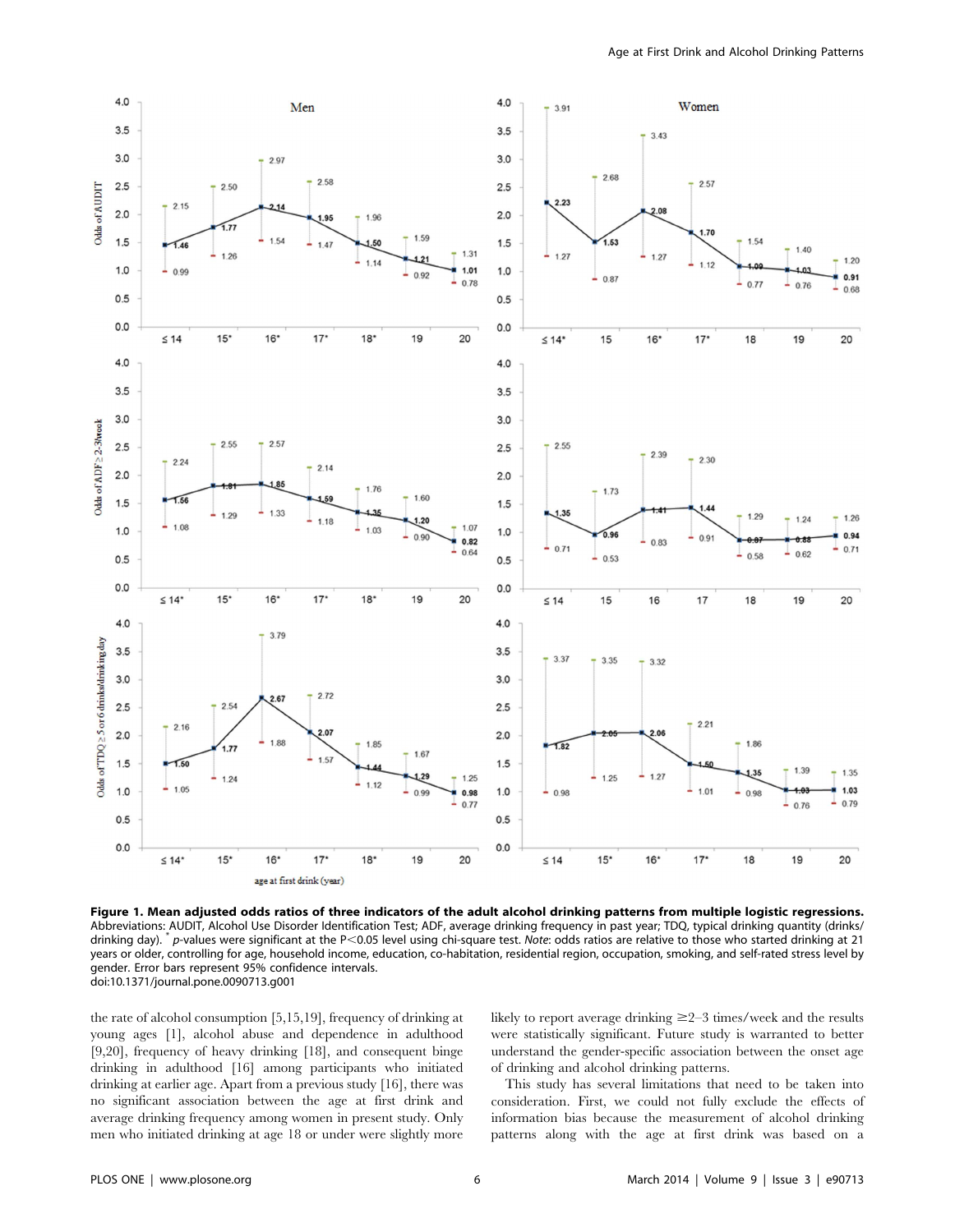**Figure 1. Mean adjusted odds ratios of three indicators of the adult alcohol drinking patterns from multiple logistic regressions.** Abbreviations: AUDIT, Alcohol Use Disorder Identification Test; ADF, average drinking frequency in past year; TDQ, typical drinking quantity (drinks/drinking day). * *p*-values were significant at the P<0.05 level using chi-square test. *Note*: odds ratios are relative to those who started drinking at 21 years or older, controlling for age, household income, education, co-habitation, residential region, occupation, smoking, and self-rated stress level by gender. Error bars represent 95% confidence intervals.
doi:10.1371/journal.pone.0090713.g001

the rate of alcohol consumption [5,15,19], frequency of drinking at young ages [1], alcohol abuse and dependence in adulthood [9,20], frequency of heavy drinking [18], and consequent binge drinking in adulthood [16] among participants who initiated drinking at earlier age. Apart from a previous study [16], there was no significant association between the age at first drink and average drinking frequency among women in present study. Only men who initiated drinking at age 18 or under were slightly more likely to report average drinking ≥2–3 times/week and the results were statistically significant. Future study is warranted to better understand the gender-specific association between the onset age of drinking and alcohol drinking patterns.

This study has several limitations that need to be taken into consideration. First, we could not fully exclude the effects of information bias because the measurement of alcohol drinking patterns along with the age at first drink was based on a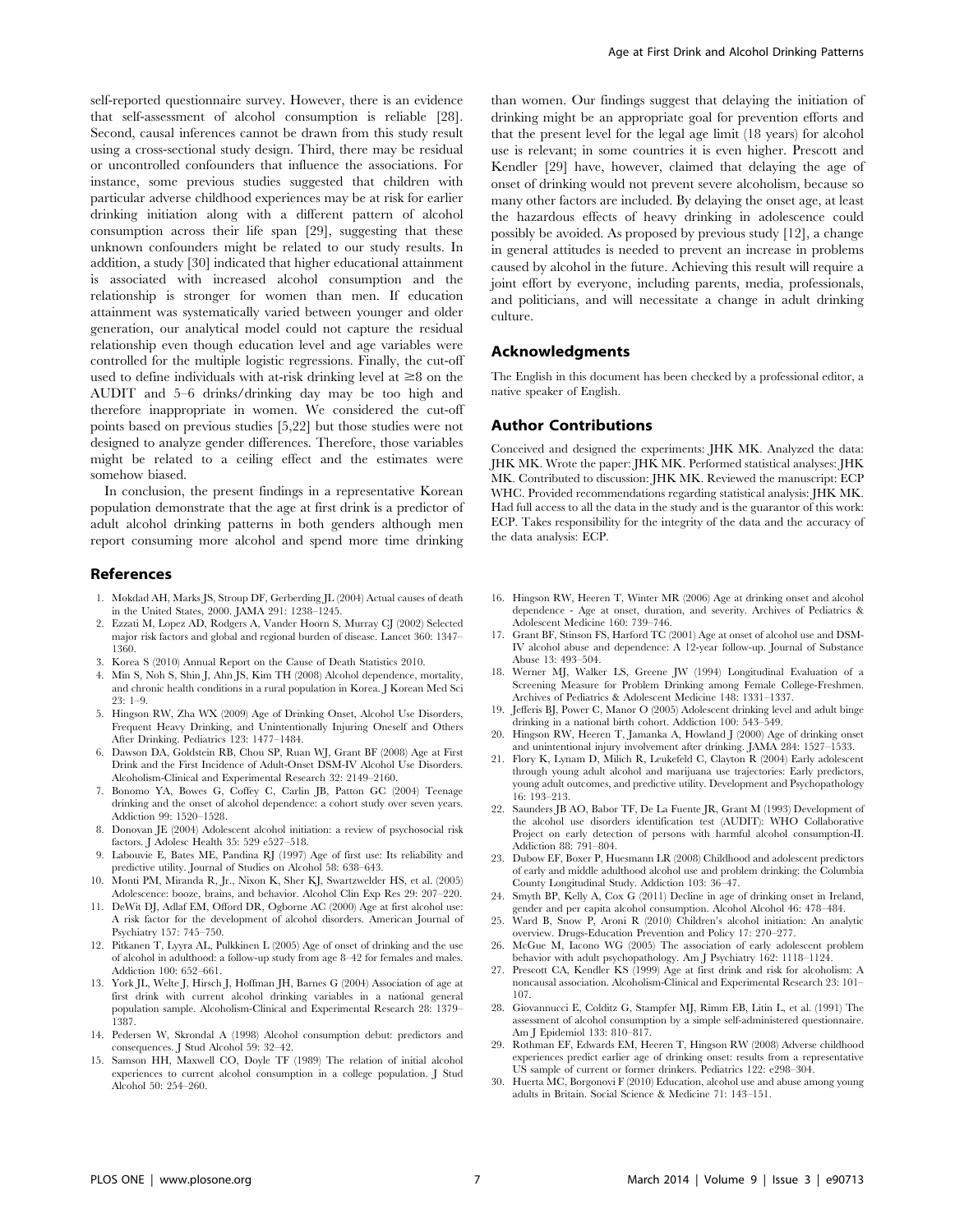self-reported questionnaire survey. However, there is an evidence that self-assessment of alcohol consumption is reliable [28]. Second, causal inferences cannot be drawn from this study result using a cross-sectional study design. Third, there may be residual or uncontrolled confounders that influence the associations. For instance, some previous studies suggested that children with particular adverse childhood experiences may be at risk for earlier drinking initiation along with a different pattern of alcohol consumption across their life span [29], suggesting that these unknown confounders might be related to our study results. In addition, a study [30] indicated that higher educational attainment is associated with increased alcohol consumption and the relationship is stronger for women than men. If education attainment was systematically varied between younger and older generation, our analytical model could not capture the residual relationship even though education level and age variables were controlled for the multiple logistic regressions. Finally, the cut-off used to define individuals with at-risk drinking level at ≥8 on the AUDIT and 5–6 drinks/drinking day may be too high and therefore inappropriate in women. We considered the cut-off points based on previous studies [5,22] but those studies were not designed to analyze gender differences. Therefore, those variables might be related to a ceiling effect and the estimates were somehow biased.

In conclusion, the present findings in a representative Korean population demonstrate that the age at first drink is a predictor of adult alcohol drinking patterns in both genders although men report consuming more alcohol and spend more time drinking than women. Our findings suggest that delaying the initiation of drinking might be an appropriate goal for prevention efforts and that the present level for the legal age limit (18 years) for alcohol use is relevant; in some countries it is even higher. Prescott and Kendler [29] have, however, claimed that delaying the age of onset of drinking would not prevent severe alcoholism, because so many other factors are included. By delaying the onset age, at least the hazardous effects of heavy drinking in adolescence could possibly be avoided. As proposed by previous study [12], a change in general attitudes is needed to prevent an increase in problems caused by alcohol in the future. Achieving this result will require a joint effort by everyone, including parents, media, professionals, and politicians, and will necessitate a change in adult drinking culture.

## Acknowledgments

The English in this document has been checked by a professional editor, a native speaker of English.

## Author Contributions

Conceived and designed the experiments: JHK MK. Analyzed the data: JHK MK. Wrote the paper: JHK MK. Performed statistical analyses: JHK MK. Contributed to discussion: JHK MK. Reviewed the manuscript: ECP WHC. Provided recommendations regarding statistical analysis: JHK MK. Had full access to all the data in the study and is the guarantor of this work: ECP. Takes responsibility for the integrity of the data and the accuracy of the data analysis: ECP.

## References

1. Mokdad AH, Marks JS, Stroup DF, Gerberding JL (2004) Actual causes of death in the United States, 2000. JAMA 291: 1238–1245.
2. Ezzati M, Lopez AD, Rodgers A, Vander Hoorn S, Murray CJ (2002) Selected major risk factors and global and regional burden of disease. Lancet 360: 1347–1360.
3. Korea S (2010) Annual Report on the Cause of Death Statistics 2010.
4. Min S, Noh S, Shin J, Ahn JS, Kim TH (2008) Alcohol dependence, mortality, and chronic health conditions in a rural population in Korea. J Korean Med Sci 23: 1–9.
5. Hingson RW, Zha WX (2009) Age of Drinking Onset, Alcohol Use Disorders, Frequent Heavy Drinking, and Unintentionally Injuring Oneself and Others After Drinking. Pediatrics 123: 1477–1484.
6. Dawson DA, Goldstein RB, Chou SP, Ruan WJ, Grant BF (2008) Age at First Drink and the First Incidence of Adult-Onset DSM-IV Alcohol Use Disorders. Alcoholism-Clinical and Experimental Research 32: 2149–2160.
7. Bonomo YA, Bowes G, Coffey C, Carlin JB, Patton GC (2004) Teenage drinking and the onset of alcohol dependence: a cohort study over seven years. Addiction 99: 1520–1528.
8. Donovan JE (2004) Adolescent alcohol initiation: a review of psychosocial risk factors. J Adolesc Health 35: 529 e527–518.
9. Labouvie E, Bates ME, Pandina RJ (1997) Age of first use: Its reliability and predictive utility. Journal of Studies on Alcohol 58: 638–643.
10. Monti PM, Miranda R, Jr., Nixon K, Sher KJ, Swartzwelder HS, et al. (2005) Adolescence: booze, brains, and behavior. Alcohol Clin Exp Res 29: 207–220.
11. DeWit DJ, Adlaf EM, Offord DR, Ogborne AC (2000) Age at first alcohol use: A risk factor for the development of alcohol disorders. American Journal of Psychiatry 157: 745–750.
12. Pitkanen T, Lyyra AL, Pulkkinen L (2005) Age of onset of drinking and the use of alcohol in adulthood: a follow-up study from age 8–42 for females and males. Addiction 100: 652–661.
13. York JL, Welte J, Hirsch J, Hoffman JH, Barnes G (2004) Association of age at first drink with current alcohol drinking variables in a national general population sample. Alcoholism-Clinical and Experimental Research 28: 1379–1387.
14. Pedersen W, Skrondal A (1998) Alcohol consumption debut: predictors and consequences. J Stud Alcohol 59: 32–42.
15. Samson HH, Maxwell CO, Doyle TF (1989) The relation of initial alcohol experiences to current alcohol consumption in a college population. J Stud Alcohol 50: 254–260.
16. Hingson RW, Heeren T, Winter MR (2006) Age at drinking onset and alcohol dependence - Age at onset, duration, and severity. Archives of Pediatrics & Adolescent Medicine 160: 739–746.
17. Grant BF, Stinson FS, Harford TC (2001) Age at onset of alcohol use and DSM-IV alcohol abuse and dependence: A 12-year follow-up. Journal of Substance Abuse 13: 493–504.
18. Werner MJ, Walker LS, Greene JW (1994) Longitudinal Evaluation of a Screening Measure for Problem Drinking among Female College-Freshmen. Archives of Pediatrics & Adolescent Medicine 148: 1331–1337.
19. Jefferis BJ, Power C, Manor O (2005) Adolescent drinking level and adult binge drinking in a national birth cohort. Addiction 100: 543–549.
20. Hingson RW, Heeren T, Jamanka A, Howland J (2000) Age of drinking onset and unintentional injury involvement after drinking. JAMA 284: 1527–1533.
21. Flory K, Lynam D, Milich R, Leukefeld C, Clayton R (2004) Early adolescent through young adult alcohol and marijuana use trajectories: Early predictors, young adult outcomes, and predictive utility. Development and Psychopathology 16: 193–213.
22. Saunders JB AO, Babor TF, De La Fuente JR, Grant M (1993) Development of the alcohol use disorders identification test (AUDIT): WHO Collaborative Project on early detection of persons with harmful alcohol consumption-II. Addiction 88: 791–804.
23. Dubow EF, Boxer P, Huesmann LR (2008) Childhood and adolescent predictors of early and middle adulthood alcohol use and problem drinking: the Columbia County Longitudinal Study. Addiction 103: 36–47.
24. Smyth BP, Kelly A, Cox G (2011) Decline in age of drinking onset in Ireland, gender and per capita alcohol consumption. Alcohol Alcohol 46: 478–484.
25. Ward B, Snow P, Aroni R (2010) Children's alcohol initiation: An analytic overview. Drugs-Education Prevention and Policy 17: 270–277.
26. McGue M, Iacono WG (2005) The association of early adolescent problem behavior with adult psychopathology. Am J Psychiatry 162: 1118–1124.
27. Prescott CA, Kendler KS (1999) Age at first drink and risk for alcoholism: A noncausal association. Alcoholism-Clinical and Experimental Research 23: 101–107.
28. Giovannucci E, Colditz G, Stampfer MJ, Rimm EB, Litin L, et al. (1991) The assessment of alcohol consumption by a simple self-administered questionnaire. Am J Epidemiol 133: 810–817.
29. Rothman EF, Edwards EM, Heeren T, Hingson RW (2008) Adverse childhood experiences predict earlier age of drinking onset: results from a representative US sample of current or former drinkers. Pediatrics 122: e298–304.
30. Huerta MC, Borgonovi F (2010) Education, alcohol use and abuse among young adults in Britain. Social Science & Medicine 71: 143–151.